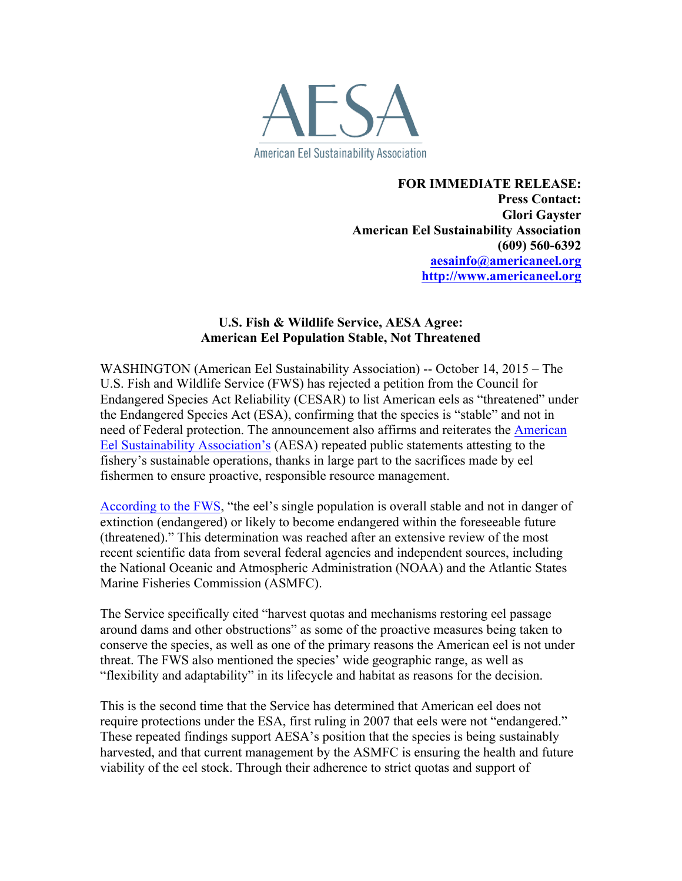AESA

American Eel Sustainability Association

**FOR IMMEDIATE RELEASE:**
**Press Contact:**
**Glori Gayster**
**American Eel Sustainability Association**
**(609) 560-6392**
**[aesainfo@americaneel.org](mailto:aesainfo@americaneel.org)**
**[http://www.americaneel.org](http://www.americaneel.org)**

## U.S. Fish & Wildlife Service, AESA Agree: American Eel Population Stable, Not Threatened

WASHINGTON (American Eel Sustainability Association) -- October 14, 2015 – The U.S. Fish and Wildlife Service (FWS) has rejected a petition from the Council for Endangered Species Act Reliability (CESAR) to list American eels as "threatened" under the Endangered Species Act (ESA), confirming that the species is "stable" and not in need of Federal protection. The announcement also affirms and reiterates the American Eel Sustainability Association's (AESA) repeated public statements attesting to the fishery's sustainable operations, thanks in large part to the sacrifices made by eel fishermen to ensure proactive, responsible resource management.

According to the FWS, "the eel's single population is overall stable and not in danger of extinction (endangered) or likely to become endangered within the foreseeable future (threatened)." This determination was reached after an extensive review of the most recent scientific data from several federal agencies and independent sources, including the National Oceanic and Atmospheric Administration (NOAA) and the Atlantic States Marine Fisheries Commission (ASMFC).

The Service specifically cited "harvest quotas and mechanisms restoring eel passage around dams and other obstructions" as some of the proactive measures being taken to conserve the species, as well as one of the primary reasons the American eel is not under threat. The FWS also mentioned the species' wide geographic range, as well as "flexibility and adaptability" in its lifecycle and habitat as reasons for the decision.

This is the second time that the Service has determined that American eel does not require protections under the ESA, first ruling in 2007 that eels were not "endangered." These repeated findings support AESA's position that the species is being sustainably harvested, and that current management by the ASMFC is ensuring the health and future viability of the eel stock. Through their adherence to strict quotas and support of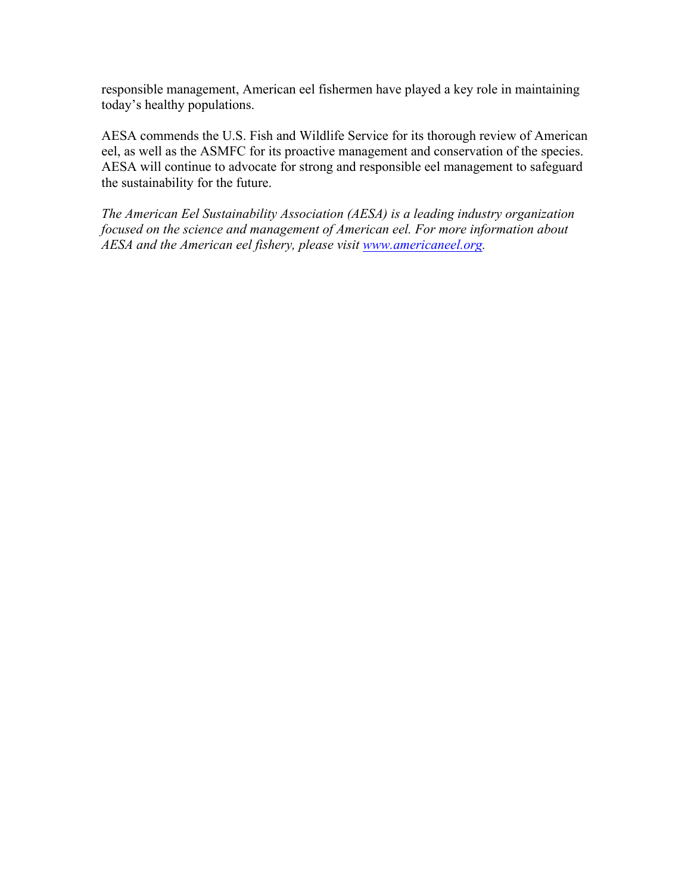responsible management, American eel fishermen have played a key role in maintaining today's healthy populations.

AESA commends the U.S. Fish and Wildlife Service for its thorough review of American eel, as well as the ASMFC for its proactive management and conservation of the species. AESA will continue to advocate for strong and responsible eel management to safeguard the sustainability for the future.

*The American Eel Sustainability Association (AESA) is a leading industry organization focused on the science and management of American eel. For more information about AESA and the American eel fishery, please visit [www.americaneel.org](http://www.americaneel.org).*